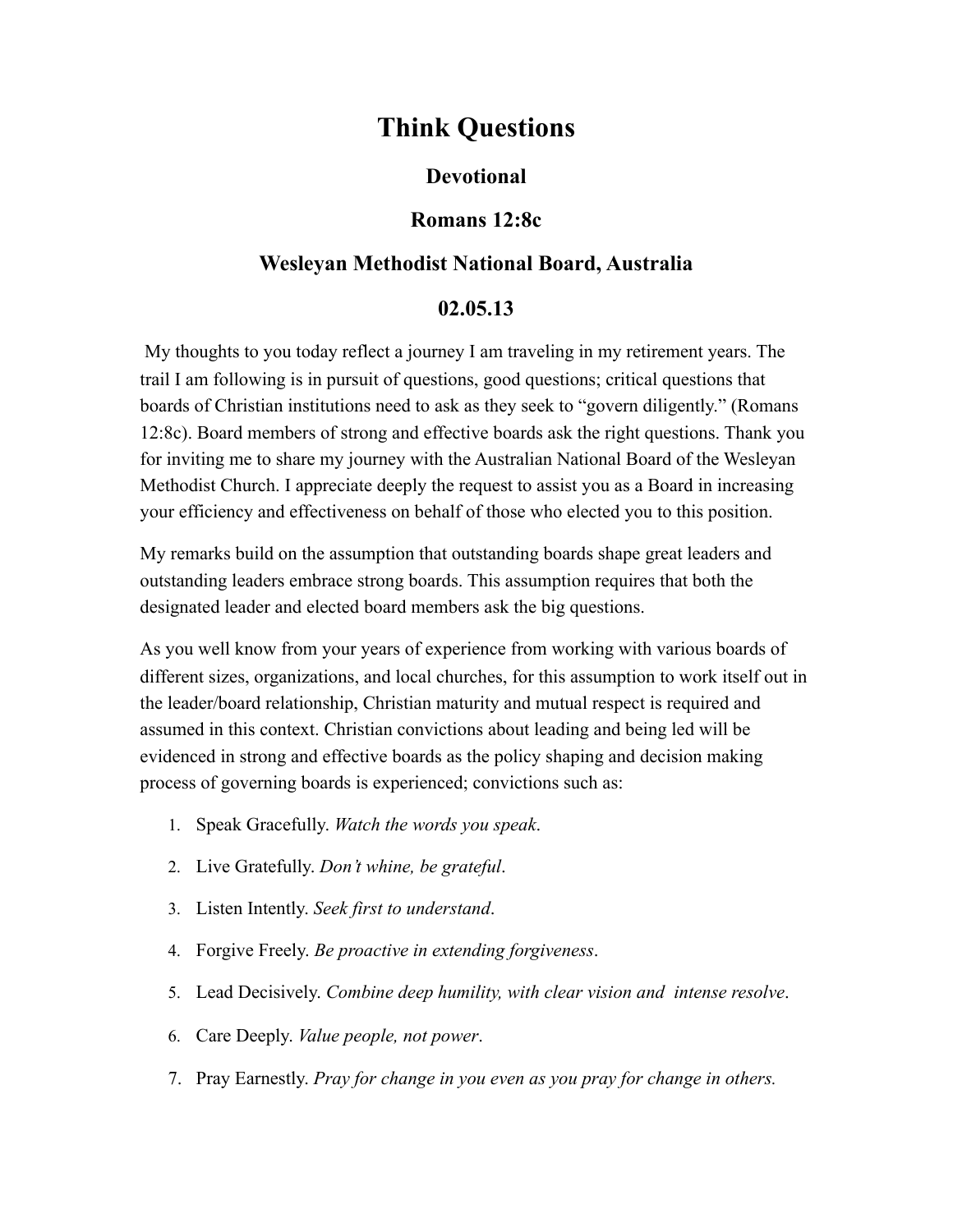# Think Questions

## Devotional

## Romans 12:8c

## Wesleyan Methodist National Board, Australia

## 02.05.13

My thoughts to you today reflect a journey I am traveling in my retirement years. The trail I am following is in pursuit of questions, good questions; critical questions that boards of Christian institutions need to ask as they seek to "govern diligently." (Romans 12:8c). Board members of strong and effective boards ask the right questions. Thank you for inviting me to share my journey with the Australian National Board of the Wesleyan Methodist Church. I appreciate deeply the request to assist you as a Board in increasing your efficiency and effectiveness on behalf of those who elected you to this position.

My remarks build on the assumption that outstanding boards shape great leaders and outstanding leaders embrace strong boards. This assumption requires that both the designated leader and elected board members ask the big questions.

As you well know from your years of experience from working with various boards of different sizes, organizations, and local churches, for this assumption to work itself out in the leader/board relationship, Christian maturity and mutual respect is required and assumed in this context. Christian convictions about leading and being led will be evidenced in strong and effective boards as the policy shaping and decision making process of governing boards is experienced; convictions such as:

1. Speak Gracefully. *Watch the words you speak*.
2. Live Gratefully. *Don't whine, be grateful*.
3. Listen Intently. *Seek first to understand*.
4. Forgive Freely. *Be proactive in extending forgiveness*.
5. Lead Decisively. *Combine deep humility, with clear vision and intense resolve*.
6. Care Deeply. *Value people, not power*.
7. Pray Earnestly. *Pray for change in you even as you pray for change in others.*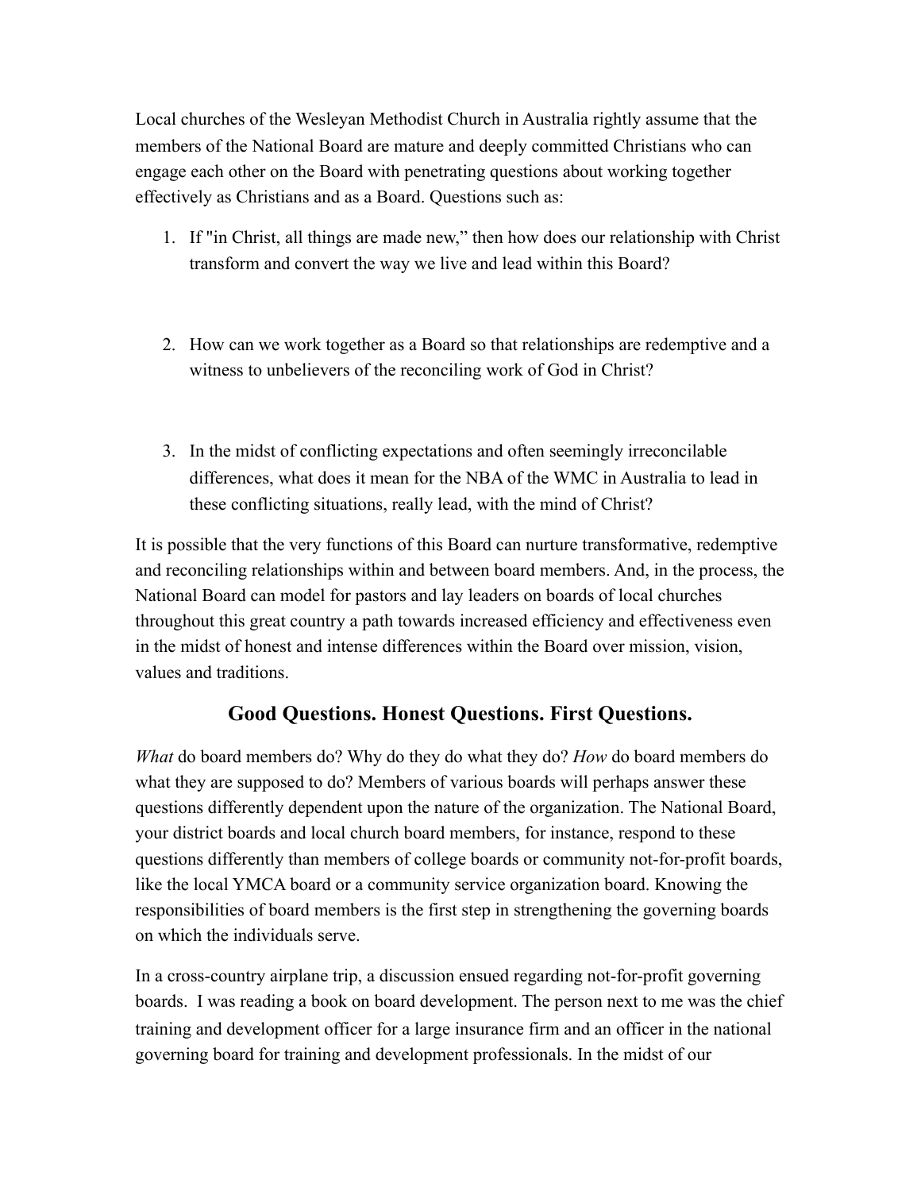Local churches of the Wesleyan Methodist Church in Australia rightly assume that the members of the National Board are mature and deeply committed Christians who can engage each other on the Board with penetrating questions about working together effectively as Christians and as a Board. Questions such as:

1. If "in Christ, all things are made new," then how does our relationship with Christ transform and convert the way we live and lead within this Board?

2. How can we work together as a Board so that relationships are redemptive and a witness to unbelievers of the reconciling work of God in Christ?

3. In the midst of conflicting expectations and often seemingly irreconcilable differences, what does it mean for the NBA of the WMC in Australia to lead in these conflicting situations, really lead, with the mind of Christ?

It is possible that the very functions of this Board can nurture transformative, redemptive and reconciling relationships within and between board members. And, in the process, the National Board can model for pastors and lay leaders on boards of local churches throughout this great country a path towards increased efficiency and effectiveness even in the midst of honest and intense differences within the Board over mission, vision, values and traditions.

## Good Questions. Honest Questions. First Questions.

*What* do board members do? Why do they do what they do? *How* do board members do what they are supposed to do? Members of various boards will perhaps answer these questions differently dependent upon the nature of the organization. The National Board, your district boards and local church board members, for instance, respond to these questions differently than members of college boards or community not-for-profit boards, like the local YMCA board or a community service organization board. Knowing the responsibilities of board members is the first step in strengthening the governing boards on which the individuals serve.

In a cross-country airplane trip, a discussion ensued regarding not-for-profit governing boards. I was reading a book on board development. The person next to me was the chief training and development officer for a large insurance firm and an officer in the national governing board for training and development professionals. In the midst of our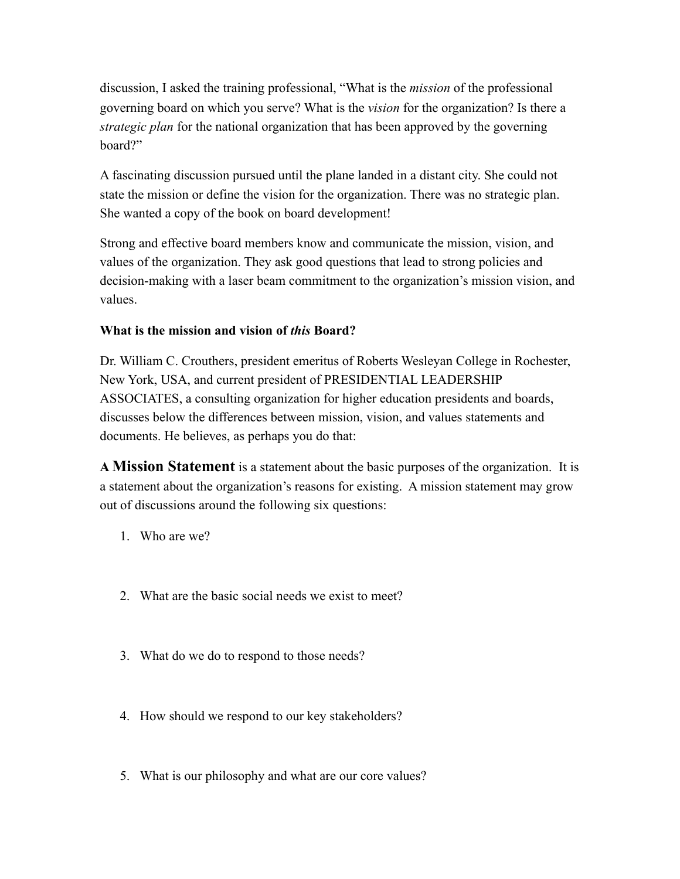discussion, I asked the training professional, "What is the *mission* of the professional governing board on which you serve? What is the *vision* for the organization? Is there a *strategic plan* for the national organization that has been approved by the governing board?"

A fascinating discussion pursued until the plane landed in a distant city. She could not state the mission or define the vision for the organization. There was no strategic plan. She wanted a copy of the book on board development!

Strong and effective board members know and communicate the mission, vision, and values of the organization. They ask good questions that lead to strong policies and decision-making with a laser beam commitment to the organization's mission vision, and values.

**What is the mission and vision of *this* Board?**

Dr. William C. Crouthers, president emeritus of Roberts Wesleyan College in Rochester, New York, USA, and current president of PRESIDENTIAL LEADERSHIP ASSOCIATES, a consulting organization for higher education presidents and boards, discusses below the differences between mission, vision, and values statements and documents. He believes, as perhaps you do that:

**A Mission Statement** is a statement about the basic purposes of the organization. It is a statement about the organization's reasons for existing. A mission statement may grow out of discussions around the following six questions:

1. Who are we?

2. What are the basic social needs we exist to meet?

3. What do we do to respond to those needs?

4. How should we respond to our key stakeholders?

5. What is our philosophy and what are our core values?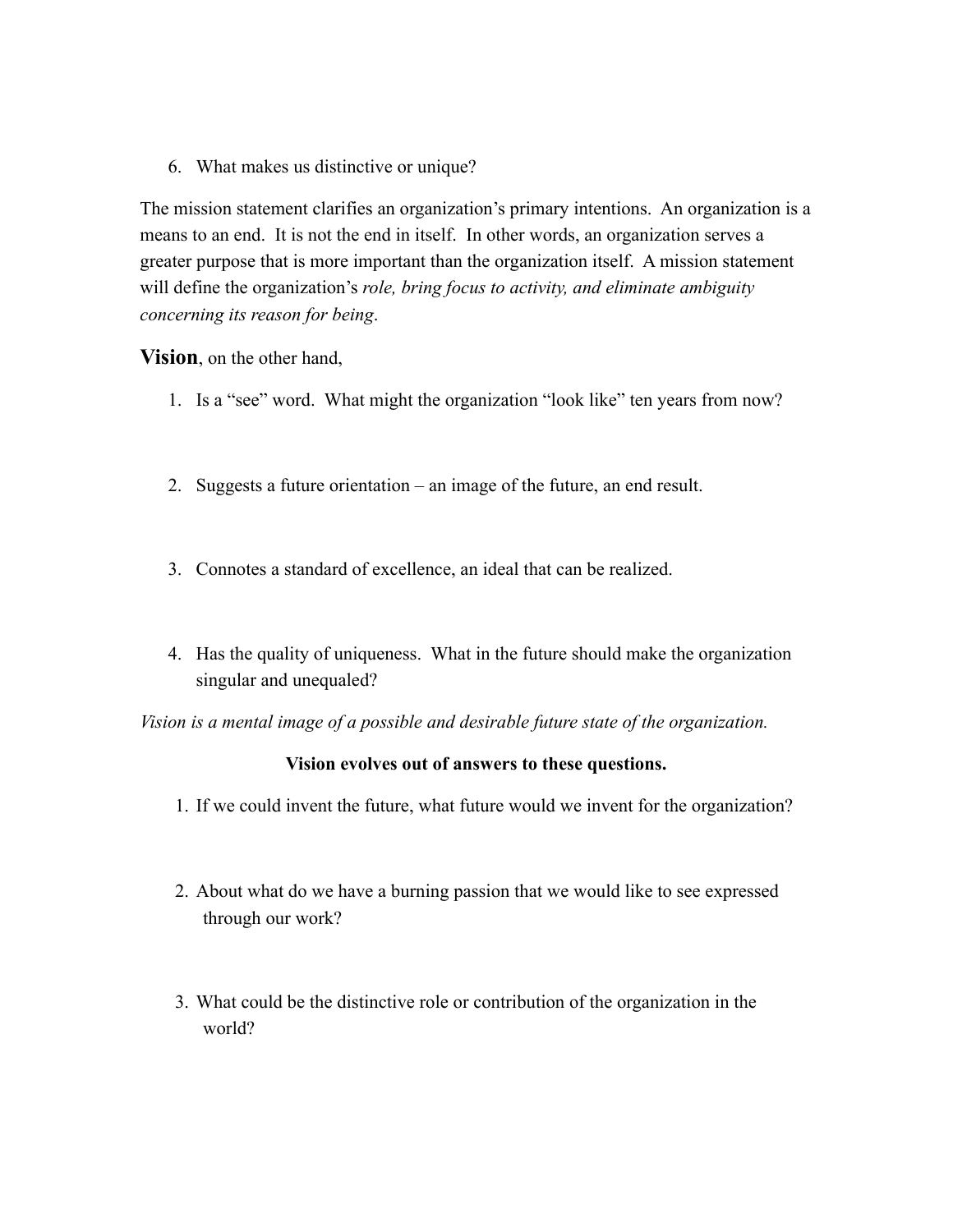6. What makes us distinctive or unique?

The mission statement clarifies an organization's primary intentions. An organization is a means to an end. It is not the end in itself. In other words, an organization serves a greater purpose that is more important than the organization itself. A mission statement will define the organization's *role, bring focus to activity, and eliminate ambiguity concerning its reason for being*.

**Vision**, on the other hand,

1. Is a "see" word. What might the organization "look like" ten years from now?

2. Suggests a future orientation – an image of the future, an end result.

3. Connotes a standard of excellence, an ideal that can be realized.

4. Has the quality of uniqueness. What in the future should make the organization singular and unequaled?

*Vision is a mental image of a possible and desirable future state of the organization.*

**Vision evolves out of answers to these questions.**

1. If we could invent the future, what future would we invent for the organization?

2. About what do we have a burning passion that we would like to see expressed through our work?

3. What could be the distinctive role or contribution of the organization in the world?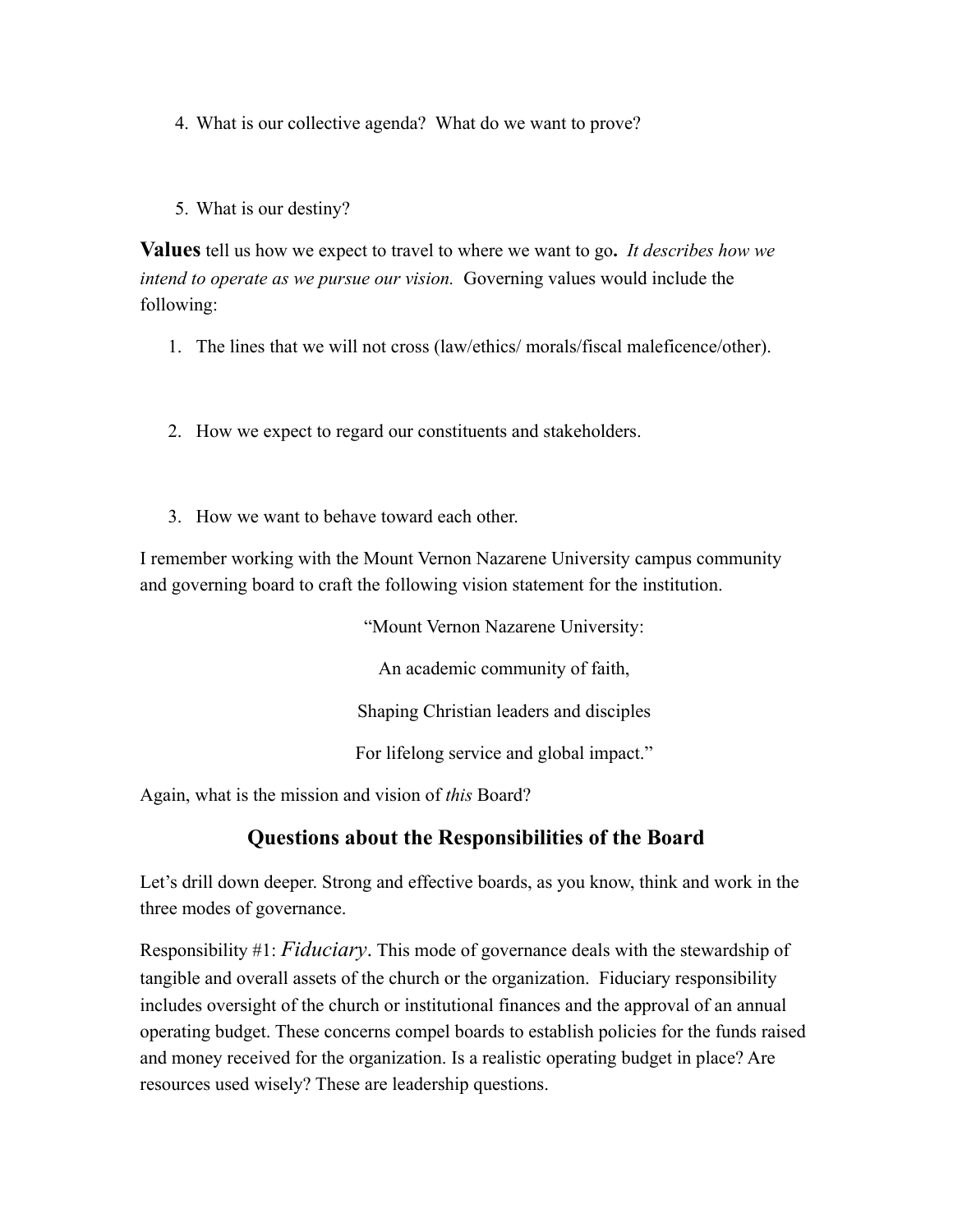4. What is our collective agenda? What do we want to prove?

5. What is our destiny?

**Values** tell us how we expect to travel to where we want to go**.** *It describes how we intend to operate as we pursue our vision.* Governing values would include the following:

1. The lines that we will not cross (law/ethics/ morals/fiscal maleficence/other).

2. How we expect to regard our constituents and stakeholders.

3. How we want to behave toward each other.

I remember working with the Mount Vernon Nazarene University campus community and governing board to craft the following vision statement for the institution.

"Mount Vernon Nazarene University:

An academic community of faith,

Shaping Christian leaders and disciples

For lifelong service and global impact."

Again, what is the mission and vision of *this* Board?

## Questions about the Responsibilities of the Board

Let's drill down deeper. Strong and effective boards, as you know, think and work in the three modes of governance.

Responsibility #1: *Fiduciary*. This mode of governance deals with the stewardship of tangible and overall assets of the church or the organization. Fiduciary responsibility includes oversight of the church or institutional finances and the approval of an annual operating budget. These concerns compel boards to establish policies for the funds raised and money received for the organization. Is a realistic operating budget in place? Are resources used wisely? These are leadership questions.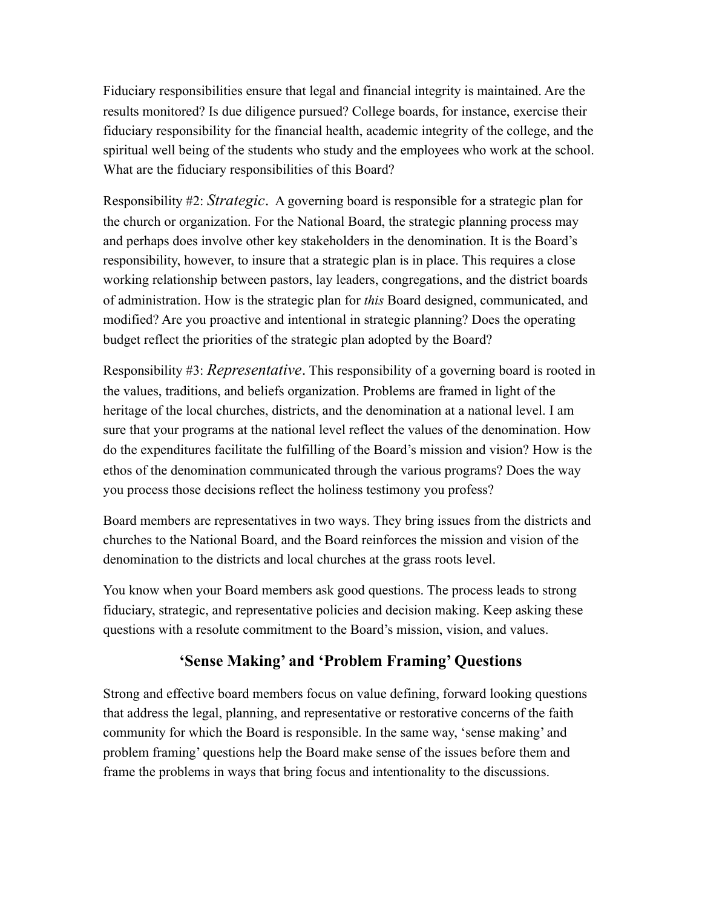Fiduciary responsibilities ensure that legal and financial integrity is maintained. Are the results monitored? Is due diligence pursued? College boards, for instance, exercise their fiduciary responsibility for the financial health, academic integrity of the college, and the spiritual well being of the students who study and the employees who work at the school. What are the fiduciary responsibilities of this Board?

Responsibility #2: *Strategic*. A governing board is responsible for a strategic plan for the church or organization. For the National Board, the strategic planning process may and perhaps does involve other key stakeholders in the denomination. It is the Board's responsibility, however, to insure that a strategic plan is in place. This requires a close working relationship between pastors, lay leaders, congregations, and the district boards of administration. How is the strategic plan for *this* Board designed, communicated, and modified? Are you proactive and intentional in strategic planning? Does the operating budget reflect the priorities of the strategic plan adopted by the Board?

Responsibility #3: *Representative*. This responsibility of a governing board is rooted in the values, traditions, and beliefs organization. Problems are framed in light of the heritage of the local churches, districts, and the denomination at a national level. I am sure that your programs at the national level reflect the values of the denomination. How do the expenditures facilitate the fulfilling of the Board's mission and vision? How is the ethos of the denomination communicated through the various programs? Does the way you process those decisions reflect the holiness testimony you profess?

Board members are representatives in two ways. They bring issues from the districts and churches to the National Board, and the Board reinforces the mission and vision of the denomination to the districts and local churches at the grass roots level.

You know when your Board members ask good questions. The process leads to strong fiduciary, strategic, and representative policies and decision making. Keep asking these questions with a resolute commitment to the Board's mission, vision, and values.

## 'Sense Making' and 'Problem Framing' Questions

Strong and effective board members focus on value defining, forward looking questions that address the legal, planning, and representative or restorative concerns of the faith community for which the Board is responsible. In the same way, 'sense making' and problem framing' questions help the Board make sense of the issues before them and frame the problems in ways that bring focus and intentionality to the discussions.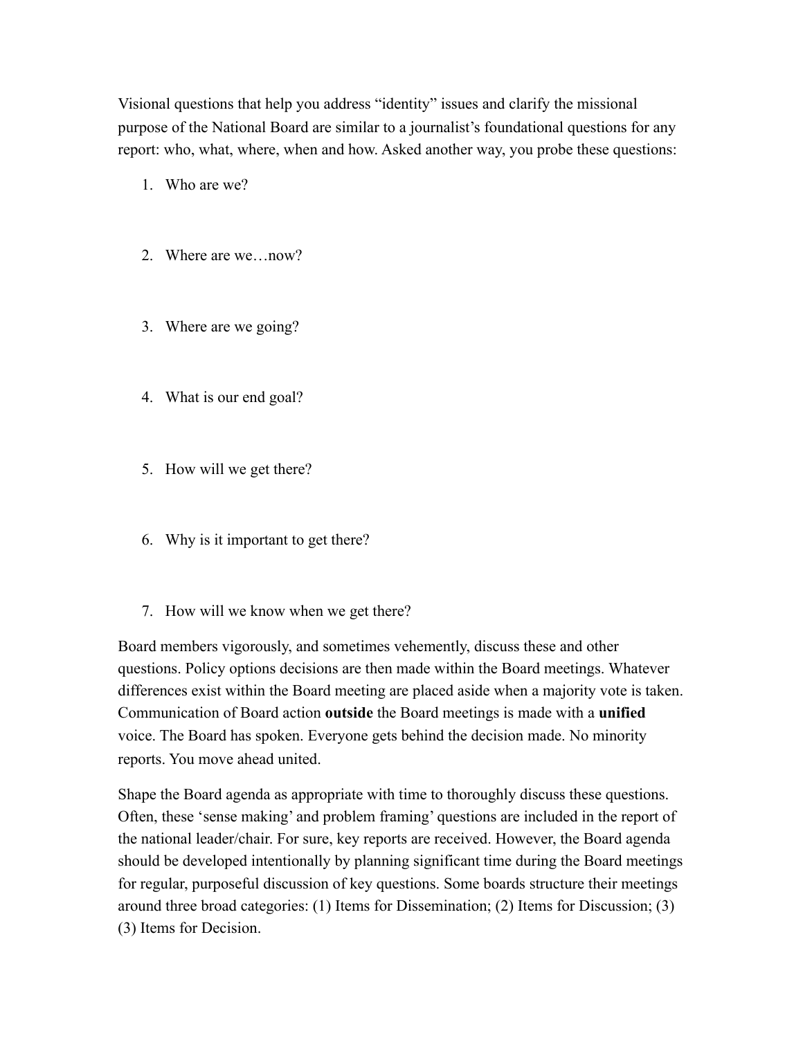Visional questions that help you address "identity" issues and clarify the missional purpose of the National Board are similar to a journalist's foundational questions for any report: who, what, where, when and how. Asked another way, you probe these questions:

1. Who are we?

2. Where are we…now?

3. Where are we going?

4. What is our end goal?

5. How will we get there?

6. Why is it important to get there?

7. How will we know when we get there?

Board members vigorously, and sometimes vehemently, discuss these and other questions. Policy options decisions are then made within the Board meetings. Whatever differences exist within the Board meeting are placed aside when a majority vote is taken. Communication of Board action **outside** the Board meetings is made with a **unified** voice. The Board has spoken. Everyone gets behind the decision made. No minority reports. You move ahead united.

Shape the Board agenda as appropriate with time to thoroughly discuss these questions. Often, these 'sense making' and problem framing' questions are included in the report of the national leader/chair. For sure, key reports are received. However, the Board agenda should be developed intentionally by planning significant time during the Board meetings for regular, purposeful discussion of key questions. Some boards structure their meetings around three broad categories: (1) Items for Dissemination; (2) Items for Discussion; (3) (3) Items for Decision.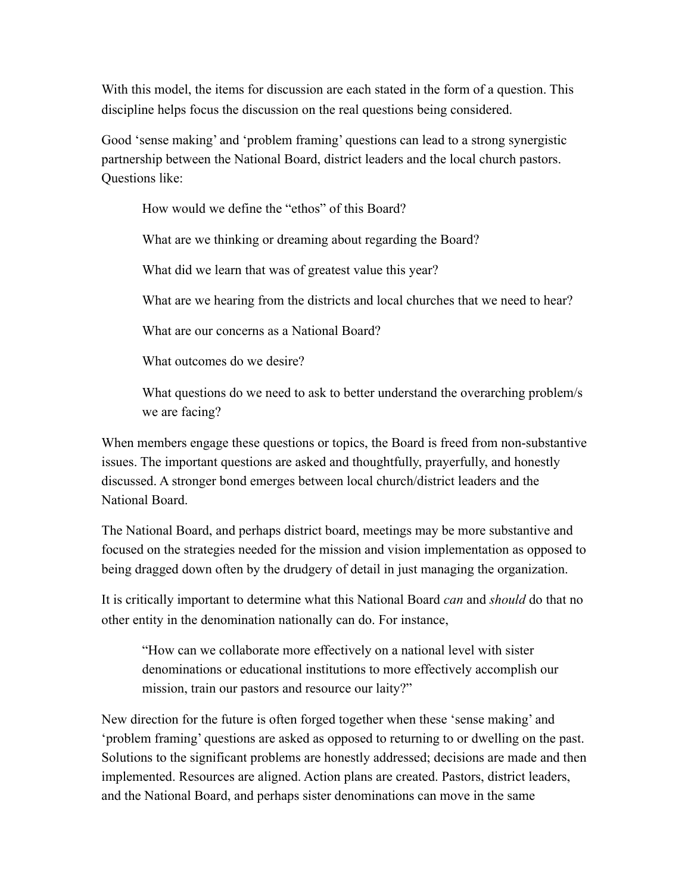With this model, the items for discussion are each stated in the form of a question. This discipline helps focus the discussion on the real questions being considered.

Good 'sense making' and 'problem framing' questions can lead to a strong synergistic partnership between the National Board, district leaders and the local church pastors. Questions like:

> How would we define the "ethos" of this Board?
>
> What are we thinking or dreaming about regarding the Board?
>
> What did we learn that was of greatest value this year?
>
> What are we hearing from the districts and local churches that we need to hear?
>
> What are our concerns as a National Board?
>
> What outcomes do we desire?
>
> What questions do we need to ask to better understand the overarching problem/s we are facing?

When members engage these questions or topics, the Board is freed from non-substantive issues. The important questions are asked and thoughtfully, prayerfully, and honestly discussed. A stronger bond emerges between local church/district leaders and the National Board.

The National Board, and perhaps district board, meetings may be more substantive and focused on the strategies needed for the mission and vision implementation as opposed to being dragged down often by the drudgery of detail in just managing the organization.

It is critically important to determine what this National Board *can* and *should* do that no other entity in the denomination nationally can do. For instance,

> "How can we collaborate more effectively on a national level with sister denominations or educational institutions to more effectively accomplish our mission, train our pastors and resource our laity?"

New direction for the future is often forged together when these 'sense making' and 'problem framing' questions are asked as opposed to returning to or dwelling on the past. Solutions to the significant problems are honestly addressed; decisions are made and then implemented. Resources are aligned. Action plans are created. Pastors, district leaders, and the National Board, and perhaps sister denominations can move in the same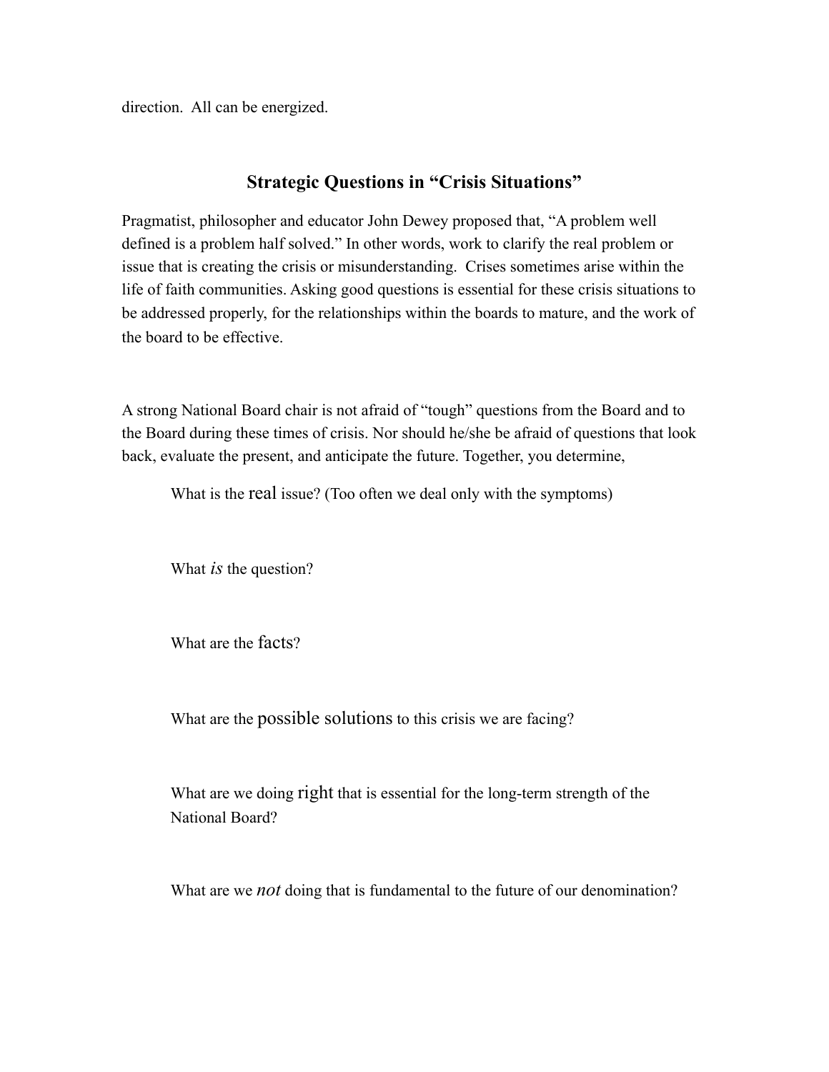direction. All can be energized.

## Strategic Questions in "Crisis Situations"

Pragmatist, philosopher and educator John Dewey proposed that, "A problem well defined is a problem half solved." In other words, work to clarify the real problem or issue that is creating the crisis or misunderstanding. Crises sometimes arise within the life of faith communities. Asking good questions is essential for these crisis situations to be addressed properly, for the relationships within the boards to mature, and the work of the board to be effective.

A strong National Board chair is not afraid of "tough" questions from the Board and to the Board during these times of crisis. Nor should he/she be afraid of questions that look back, evaluate the present, and anticipate the future. Together, you determine,

> What is the real issue? (Too often we deal only with the symptoms)
>
> What *is* the question?
>
> What are the facts?
>
> What are the possible solutions to this crisis we are facing?
>
> What are we doing right that is essential for the long-term strength of the National Board?
>
> What are we *not* doing that is fundamental to the future of our denomination?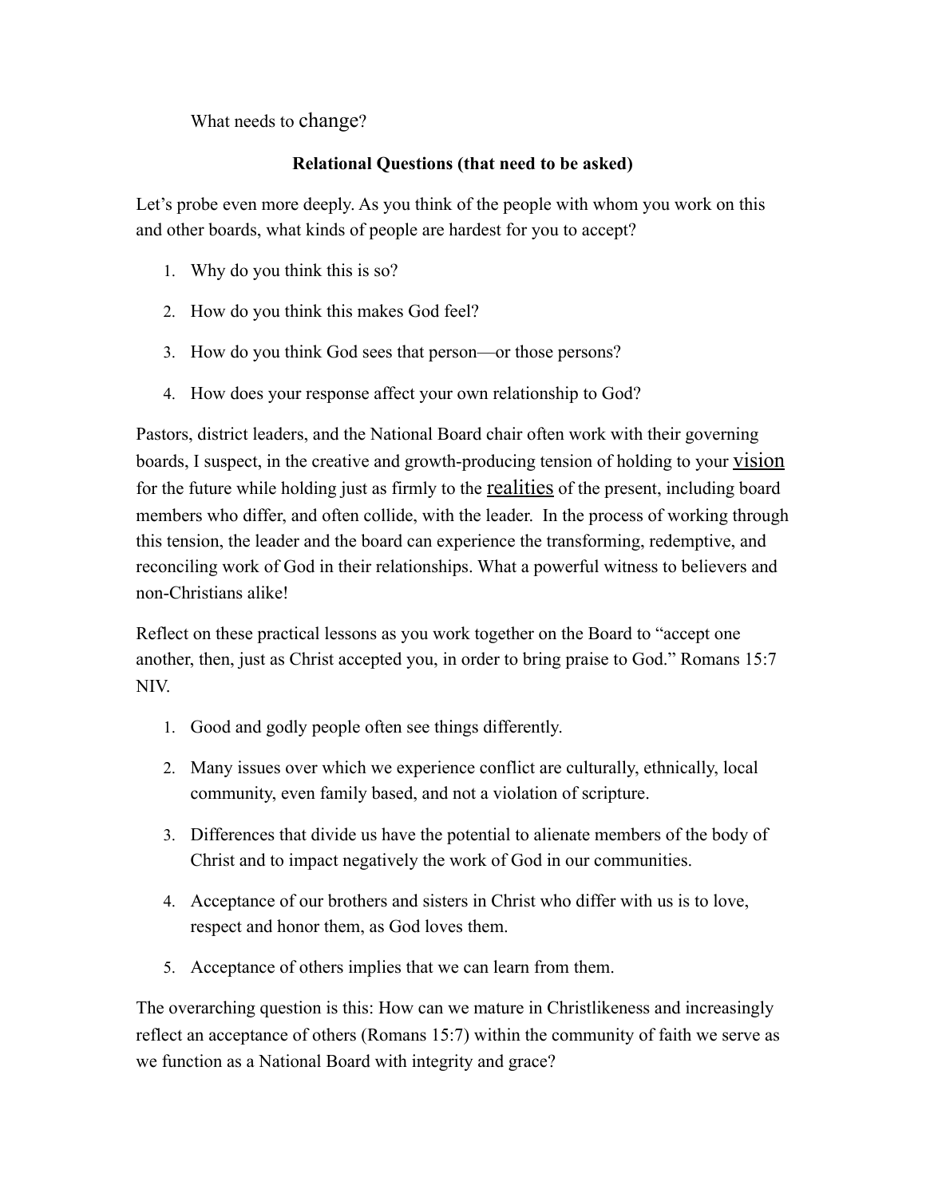What needs to change?

**Relational Questions (that need to be asked)**

Let's probe even more deeply. As you think of the people with whom you work on this and other boards, what kinds of people are hardest for you to accept?

1. Why do you think this is so?
2. How do you think this makes God feel?
3. How do you think God sees that person—or those persons?
4. How does your response affect your own relationship to God?

Pastors, district leaders, and the National Board chair often work with their governing boards, I suspect, in the creative and growth-producing tension of holding to your <u>vision</u> for the future while holding just as firmly to the <u>realities</u> of the present, including board members who differ, and often collide, with the leader. In the process of working through this tension, the leader and the board can experience the transforming, redemptive, and reconciling work of God in their relationships. What a powerful witness to believers and non-Christians alike!

Reflect on these practical lessons as you work together on the Board to "accept one another, then, just as Christ accepted you, in order to bring praise to God." Romans 15:7 NIV.

1. Good and godly people often see things differently.
2. Many issues over which we experience conflict are culturally, ethnically, local community, even family based, and not a violation of scripture.
3. Differences that divide us have the potential to alienate members of the body of Christ and to impact negatively the work of God in our communities.
4. Acceptance of our brothers and sisters in Christ who differ with us is to love, respect and honor them, as God loves them.
5. Acceptance of others implies that we can learn from them.

The overarching question is this: How can we mature in Christlikeness and increasingly reflect an acceptance of others (Romans 15:7) within the community of faith we serve as we function as a National Board with integrity and grace?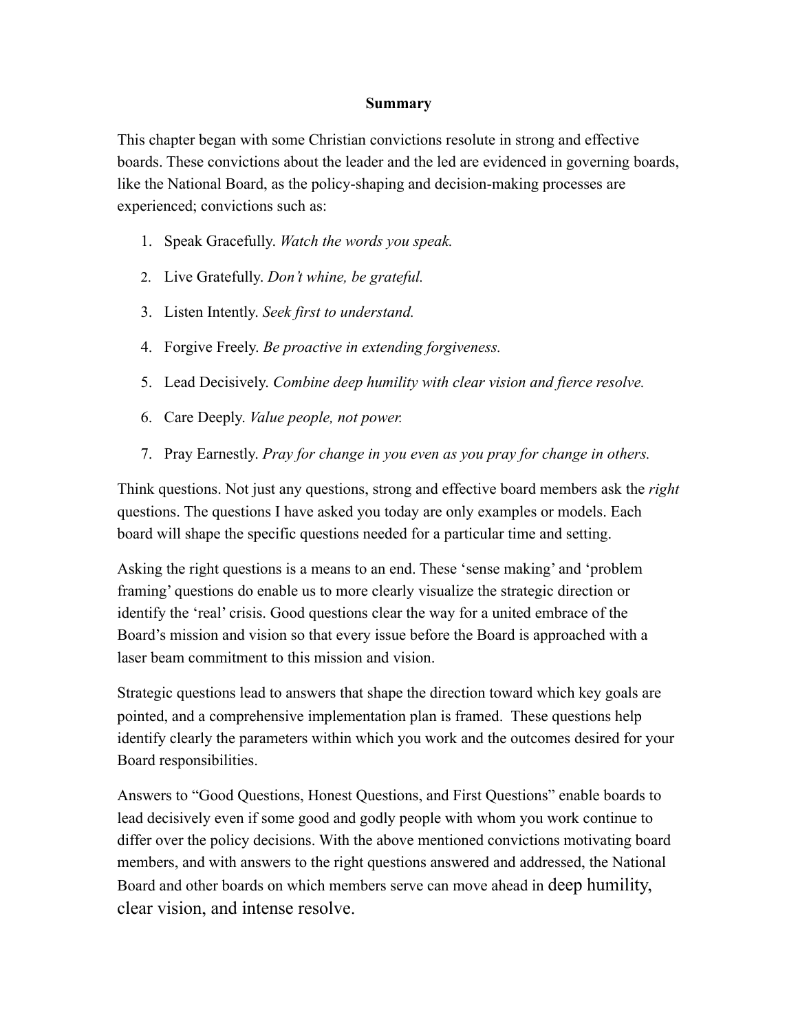## Summary

This chapter began with some Christian convictions resolute in strong and effective boards. These convictions about the leader and the led are evidenced in governing boards, like the National Board, as the policy-shaping and decision-making processes are experienced; convictions such as:

1. Speak Gracefully. *Watch the words you speak.*
2. Live Gratefully. *Don't whine, be grateful.*
3. Listen Intently. *Seek first to understand.*
4. Forgive Freely. *Be proactive in extending forgiveness.*
5. Lead Decisively. *Combine deep humility with clear vision and fierce resolve.*
6. Care Deeply. *Value people, not power.*
7. Pray Earnestly. *Pray for change in you even as you pray for change in others.*

Think questions. Not just any questions, strong and effective board members ask the *right* questions. The questions I have asked you today are only examples or models. Each board will shape the specific questions needed for a particular time and setting.

Asking the right questions is a means to an end. These 'sense making' and 'problem framing' questions do enable us to more clearly visualize the strategic direction or identify the 'real' crisis. Good questions clear the way for a united embrace of the Board's mission and vision so that every issue before the Board is approached with a laser beam commitment to this mission and vision.

Strategic questions lead to answers that shape the direction toward which key goals are pointed, and a comprehensive implementation plan is framed. These questions help identify clearly the parameters within which you work and the outcomes desired for your Board responsibilities.

Answers to "Good Questions, Honest Questions, and First Questions" enable boards to lead decisively even if some good and godly people with whom you work continue to differ over the policy decisions. With the above mentioned convictions motivating board members, and with answers to the right questions answered and addressed, the National Board and other boards on which members serve can move ahead in deep humility, clear vision, and intense resolve.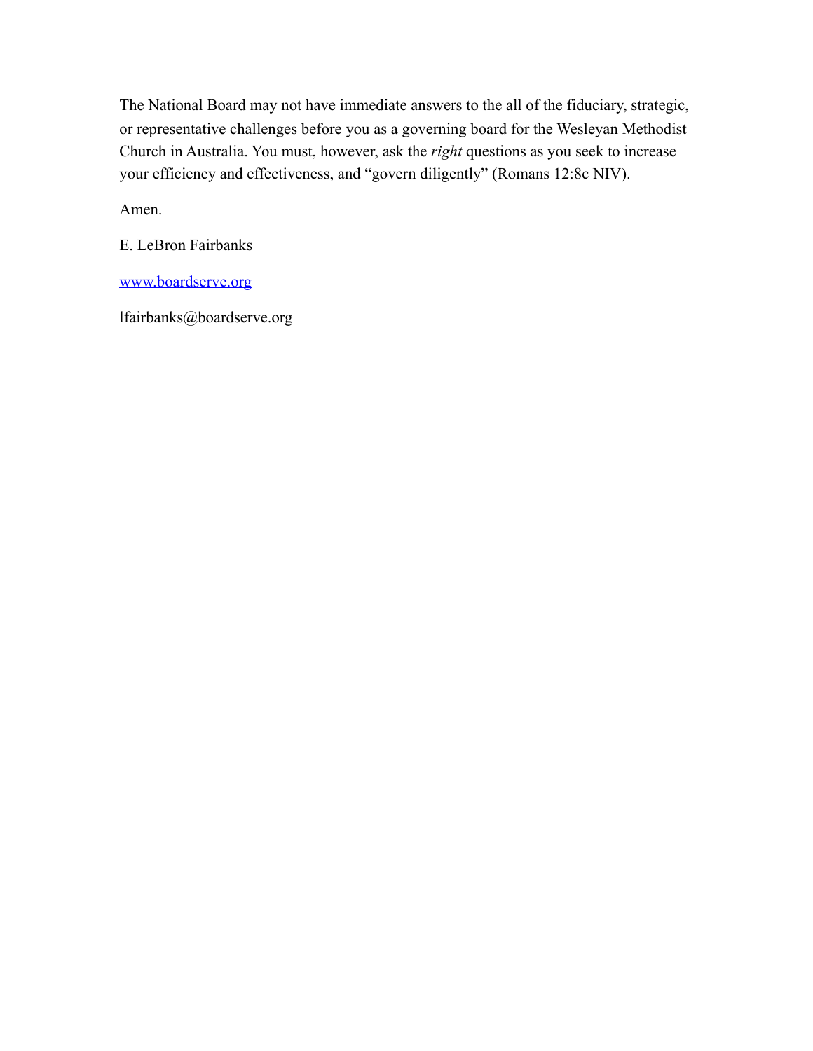The National Board may not have immediate answers to the all of the fiduciary, strategic, or representative challenges before you as a governing board for the Wesleyan Methodist Church in Australia. You must, however, ask the *right* questions as you seek to increase your efficiency and effectiveness, and "govern diligently" (Romans 12:8c NIV).

Amen.

E. LeBron Fairbanks

[www.boardserve.org](http://www.boardserve.org)

lfairbanks@boardserve.org